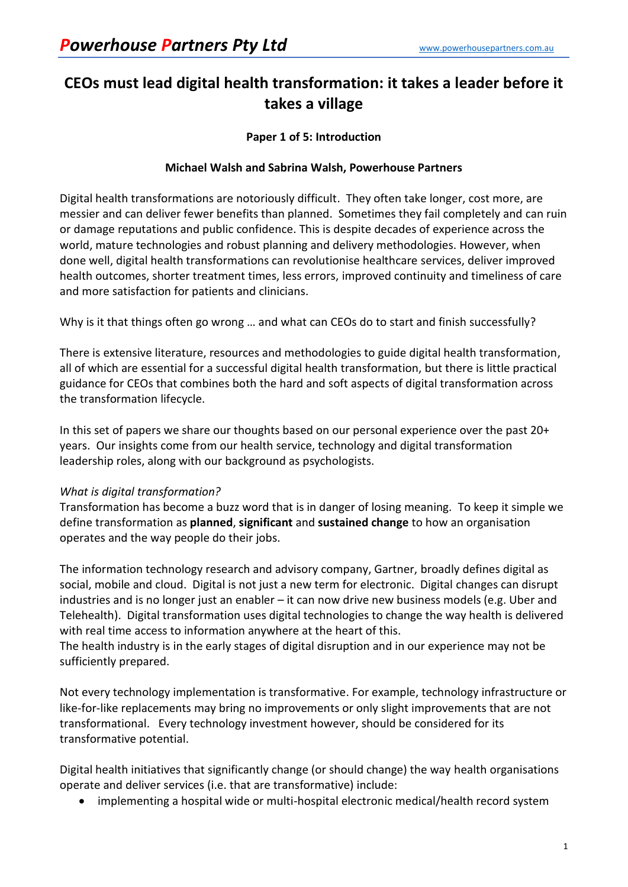# CEOs must lead digital health transformation: it takes a leader before it takes a village

**Paper 1 of 5: Introduction**

**Michael Walsh and Sabrina Walsh, Powerhouse Partners**

Digital health transformations are notoriously difficult. They often take longer, cost more, are messier and can deliver fewer benefits than planned. Sometimes they fail completely and can ruin or damage reputations and public confidence. This is despite decades of experience across the world, mature technologies and robust planning and delivery methodologies. However, when done well, digital health transformations can revolutionise healthcare services, deliver improved health outcomes, shorter treatment times, less errors, improved continuity and timeliness of care and more satisfaction for patients and clinicians.

Why is it that things often go wrong … and what can CEOs do to start and finish successfully?

There is extensive literature, resources and methodologies to guide digital health transformation, all of which are essential for a successful digital health transformation, but there is little practical guidance for CEOs that combines both the hard and soft aspects of digital transformation across the transformation lifecycle.

In this set of papers we share our thoughts based on our personal experience over the past 20+ years. Our insights come from our health service, technology and digital transformation leadership roles, along with our background as psychologists.

*What is digital transformation?*

Transformation has become a buzz word that is in danger of losing meaning. To keep it simple we define transformation as **planned**, **significant** and **sustained change** to how an organisation operates and the way people do their jobs.

The information technology research and advisory company, Gartner, broadly defines digital as social, mobile and cloud. Digital is not just a new term for electronic. Digital changes can disrupt industries and is no longer just an enabler – it can now drive new business models (e.g. Uber and Telehealth). Digital transformation uses digital technologies to change the way health is delivered with real time access to information anywhere at the heart of this.
The health industry is in the early stages of digital disruption and in our experience may not be sufficiently prepared.

Not every technology implementation is transformative. For example, technology infrastructure or like-for-like replacements may bring no improvements or only slight improvements that are not transformational. Every technology investment however, should be considered for its transformative potential.

Digital health initiatives that significantly change (or should change) the way health organisations operate and deliver services (i.e. that are transformative) include:

- implementing a hospital wide or multi-hospital electronic medical/health record system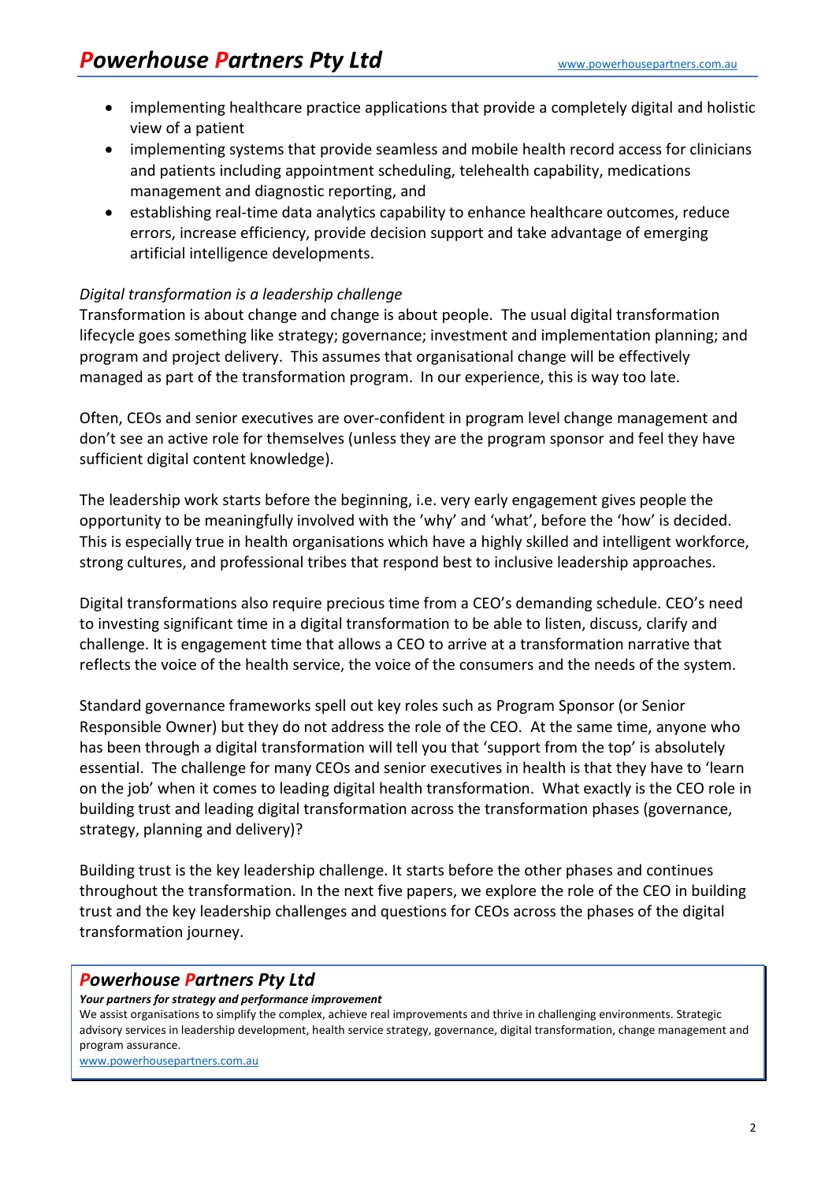- implementing healthcare practice applications that provide a completely digital and holistic view of a patient
- implementing systems that provide seamless and mobile health record access for clinicians and patients including appointment scheduling, telehealth capability, medications management and diagnostic reporting, and
- establishing real-time data analytics capability to enhance healthcare outcomes, reduce errors, increase efficiency, provide decision support and take advantage of emerging artificial intelligence developments.

*Digital transformation is a leadership challenge*

Transformation is about change and change is about people. The usual digital transformation lifecycle goes something like strategy; governance; investment and implementation planning; and program and project delivery. This assumes that organisational change will be effectively managed as part of the transformation program. In our experience, this is way too late.

Often, CEOs and senior executives are over-confident in program level change management and don't see an active role for themselves (unless they are the program sponsor and feel they have sufficient digital content knowledge).

The leadership work starts before the beginning, i.e. very early engagement gives people the opportunity to be meaningfully involved with the 'why' and 'what', before the 'how' is decided. This is especially true in health organisations which have a highly skilled and intelligent workforce, strong cultures, and professional tribes that respond best to inclusive leadership approaches.

Digital transformations also require precious time from a CEO's demanding schedule. CEO's need to investing significant time in a digital transformation to be able to listen, discuss, clarify and challenge. It is engagement time that allows a CEO to arrive at a transformation narrative that reflects the voice of the health service, the voice of the consumers and the needs of the system.

Standard governance frameworks spell out key roles such as Program Sponsor (or Senior Responsible Owner) but they do not address the role of the CEO. At the same time, anyone who has been through a digital transformation will tell you that 'support from the top' is absolutely essential. The challenge for many CEOs and senior executives in health is that they have to 'learn on the job' when it comes to leading digital health transformation. What exactly is the CEO role in building trust and leading digital transformation across the transformation phases (governance, strategy, planning and delivery)?

Building trust is the key leadership challenge. It starts before the other phases and continues throughout the transformation. In the next five papers, we explore the role of the CEO in building trust and the key leadership challenges and questions for CEOs across the phases of the digital transformation journey.

---

***Powerhouse Partners Pty Ltd***

***Your partners for strategy and performance improvement***

We assist organisations to simplify the complex, achieve real improvements and thrive in challenging environments. Strategic advisory services in leadership development, health service strategy, governance, digital transformation, change management and program assurance.

www.powerhousepartners.com.au